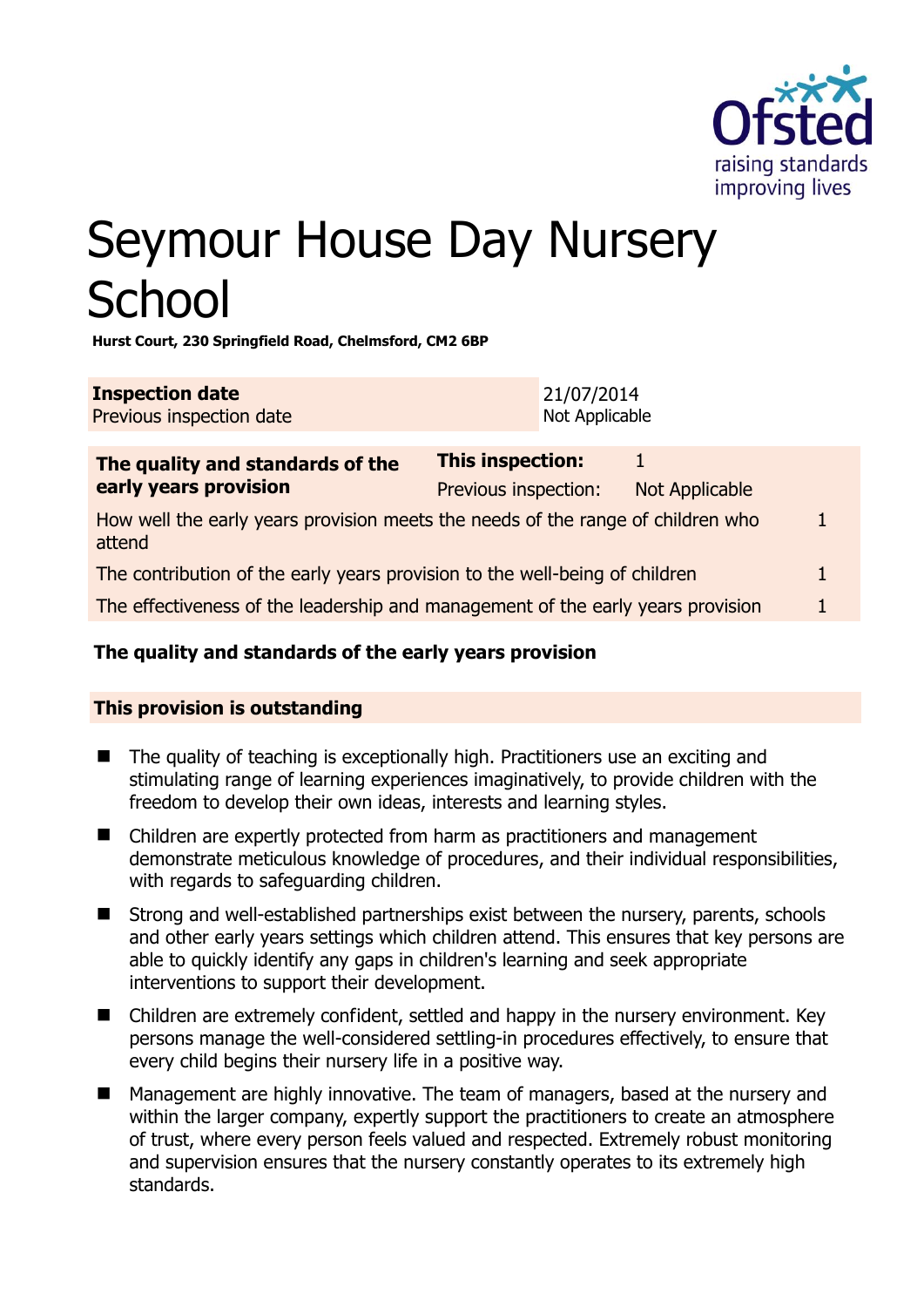# Seymour House Day Nursery School

**Hurst Court, 230 Springfield Road, Chelmsford, CM2 6BP**

| **Inspection date** | 21/07/2014 |
|---|---|
| Previous inspection date | Not Applicable |

| **The quality and standards of the early years provision** | **This inspection:** | 1 |
|---|---|---|
| | Previous inspection: | Not Applicable |
| How well the early years provision meets the needs of the range of children who attend | | 1 |
| The contribution of the early years provision to the well-being of children | | 1 |
| The effectiveness of the leadership and management of the early years provision | | 1 |

**The quality and standards of the early years provision**

**This provision is outstanding**

- The quality of teaching is exceptionally high. Practitioners use an exciting and stimulating range of learning experiences imaginatively, to provide children with the freedom to develop their own ideas, interests and learning styles.
- Children are expertly protected from harm as practitioners and management demonstrate meticulous knowledge of procedures, and their individual responsibilities, with regards to safeguarding children.
- Strong and well-established partnerships exist between the nursery, parents, schools and other early years settings which children attend. This ensures that key persons are able to quickly identify any gaps in children's learning and seek appropriate interventions to support their development.
- Children are extremely confident, settled and happy in the nursery environment. Key persons manage the well-considered settling-in procedures effectively, to ensure that every child begins their nursery life in a positive way.
- Management are highly innovative. The team of managers, based at the nursery and within the larger company, expertly support the practitioners to create an atmosphere of trust, where every person feels valued and respected. Extremely robust monitoring and supervision ensures that the nursery constantly operates to its extremely high standards.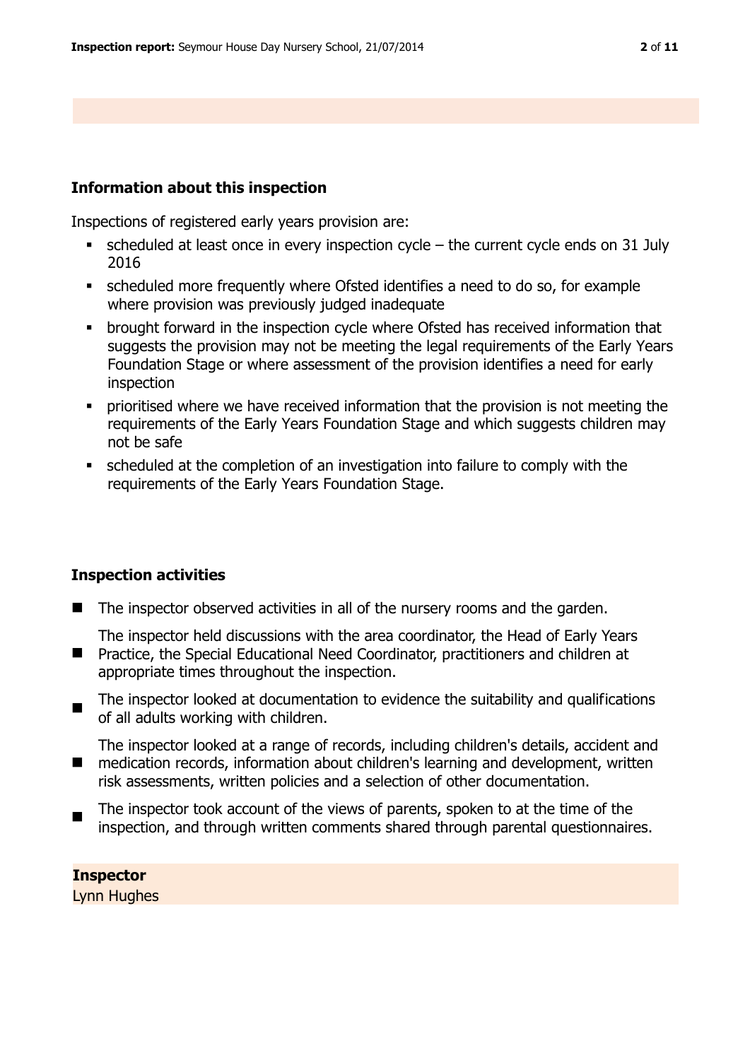## Information about this inspection

Inspections of registered early years provision are:

- scheduled at least once in every inspection cycle – the current cycle ends on 31 July 2016
- scheduled more frequently where Ofsted identifies a need to do so, for example where provision was previously judged inadequate
- brought forward in the inspection cycle where Ofsted has received information that suggests the provision may not be meeting the legal requirements of the Early Years Foundation Stage or where assessment of the provision identifies a need for early inspection
- prioritised where we have received information that the provision is not meeting the requirements of the Early Years Foundation Stage and which suggests children may not be safe
- scheduled at the completion of an investigation into failure to comply with the requirements of the Early Years Foundation Stage.

## Inspection activities

- The inspector observed activities in all of the nursery rooms and the garden.
- The inspector held discussions with the area coordinator, the Head of Early Years Practice, the Special Educational Need Coordinator, practitioners and children at appropriate times throughout the inspection.
- The inspector looked at documentation to evidence the suitability and qualifications of all adults working with children.
- The inspector looked at a range of records, including children's details, accident and medication records, information about children's learning and development, written risk assessments, written policies and a selection of other documentation.
- The inspector took account of the views of parents, spoken to at the time of the inspection, and through written comments shared through parental questionnaires.

**Inspector**
Lynn Hughes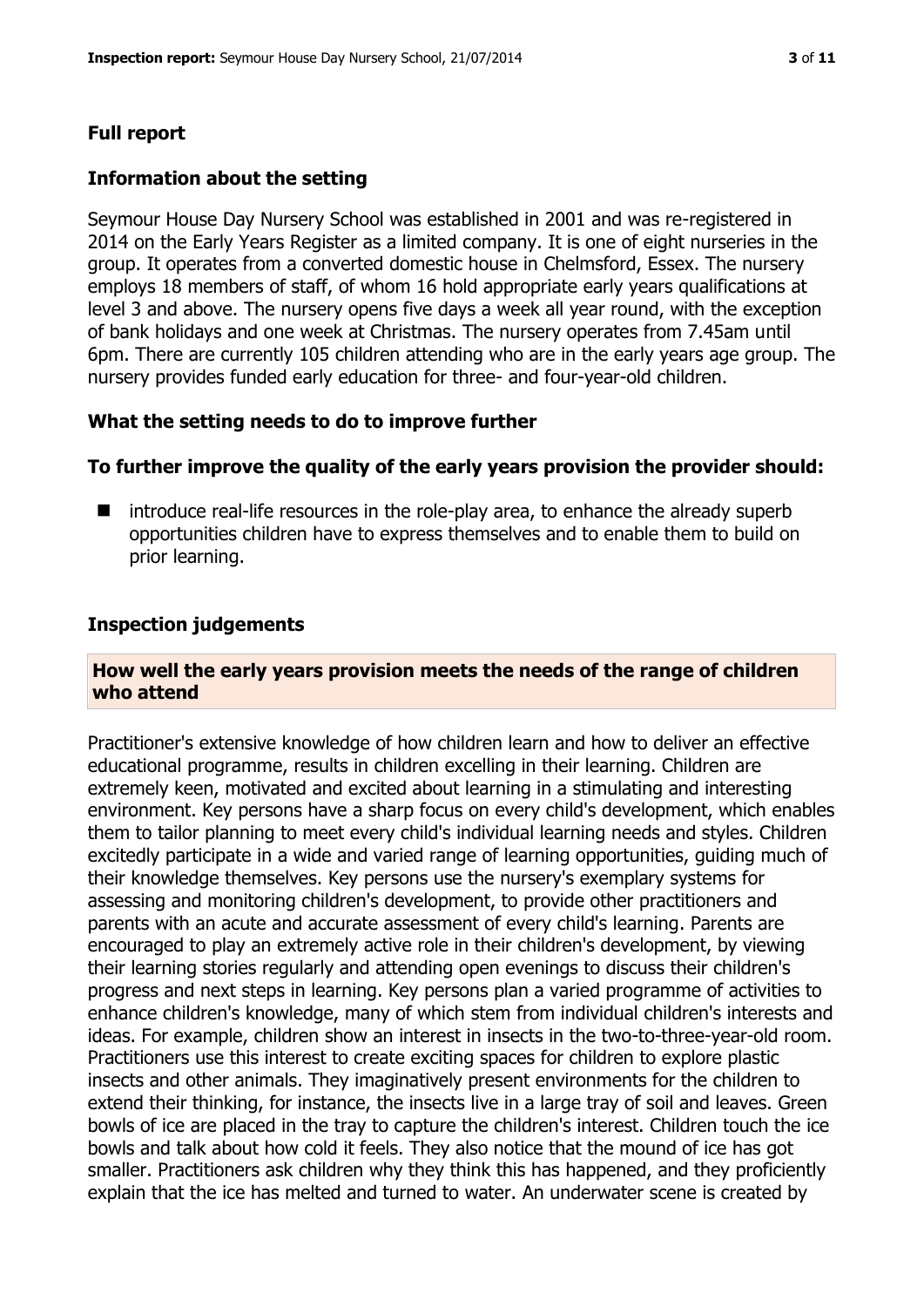## Full report

### Information about the setting

Seymour House Day Nursery School was established in 2001 and was re-registered in 2014 on the Early Years Register as a limited company. It is one of eight nurseries in the group. It operates from a converted domestic house in Chelmsford, Essex. The nursery employs 18 members of staff, of whom 16 hold appropriate early years qualifications at level 3 and above. The nursery opens five days a week all year round, with the exception of bank holidays and one week at Christmas. The nursery operates from 7.45am until 6pm. There are currently 105 children attending who are in the early years age group. The nursery provides funded early education for three- and four-year-old children.

### What the setting needs to do to improve further

#### To further improve the quality of the early years provision the provider should:

- introduce real-life resources in the role-play area, to enhance the already superb opportunities children have to express themselves and to enable them to build on prior learning.

### Inspection judgements

#### How well the early years provision meets the needs of the range of children who attend

Practitioner's extensive knowledge of how children learn and how to deliver an effective educational programme, results in children excelling in their learning. Children are extremely keen, motivated and excited about learning in a stimulating and interesting environment. Key persons have a sharp focus on every child's development, which enables them to tailor planning to meet every child's individual learning needs and styles. Children excitedly participate in a wide and varied range of learning opportunities, guiding much of their knowledge themselves. Key persons use the nursery's exemplary systems for assessing and monitoring children's development, to provide other practitioners and parents with an acute and accurate assessment of every child's learning. Parents are encouraged to play an extremely active role in their children's development, by viewing their learning stories regularly and attending open evenings to discuss their children's progress and next steps in learning. Key persons plan a varied programme of activities to enhance children's knowledge, many of which stem from individual children's interests and ideas. For example, children show an interest in insects in the two-to-three-year-old room. Practitioners use this interest to create exciting spaces for children to explore plastic insects and other animals. They imaginatively present environments for the children to extend their thinking, for instance, the insects live in a large tray of soil and leaves. Green bowls of ice are placed in the tray to capture the children's interest. Children touch the ice bowls and talk about how cold it feels. They also notice that the mound of ice has got smaller. Practitioners ask children why they think this has happened, and they proficiently explain that the ice has melted and turned to water. An underwater scene is created by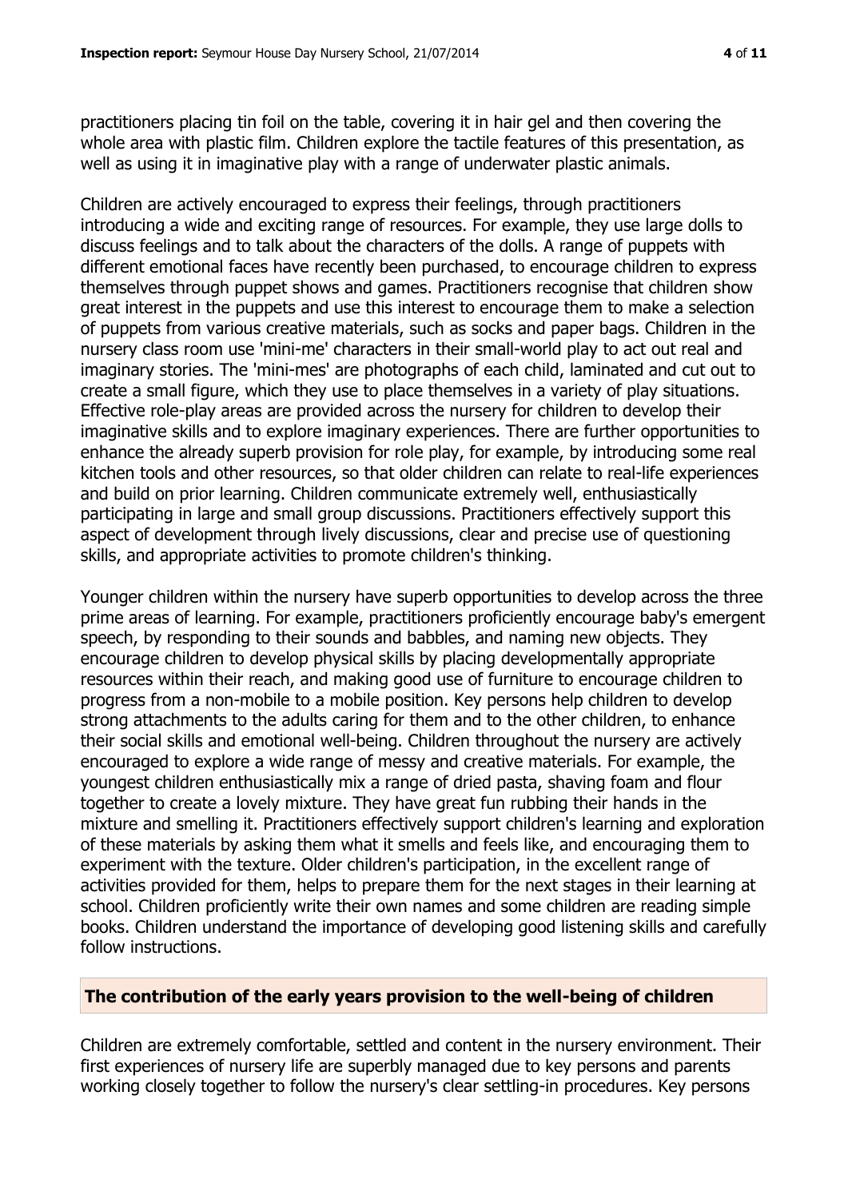practitioners placing tin foil on the table, covering it in hair gel and then covering the whole area with plastic film. Children explore the tactile features of this presentation, as well as using it in imaginative play with a range of underwater plastic animals.

Children are actively encouraged to express their feelings, through practitioners introducing a wide and exciting range of resources. For example, they use large dolls to discuss feelings and to talk about the characters of the dolls. A range of puppets with different emotional faces have recently been purchased, to encourage children to express themselves through puppet shows and games. Practitioners recognise that children show great interest in the puppets and use this interest to encourage them to make a selection of puppets from various creative materials, such as socks and paper bags. Children in the nursery class room use 'mini-me' characters in their small-world play to act out real and imaginary stories. The 'mini-mes' are photographs of each child, laminated and cut out to create a small figure, which they use to place themselves in a variety of play situations. Effective role-play areas are provided across the nursery for children to develop their imaginative skills and to explore imaginary experiences. There are further opportunities to enhance the already superb provision for role play, for example, by introducing some real kitchen tools and other resources, so that older children can relate to real-life experiences and build on prior learning. Children communicate extremely well, enthusiastically participating in large and small group discussions. Practitioners effectively support this aspect of development through lively discussions, clear and precise use of questioning skills, and appropriate activities to promote children's thinking.

Younger children within the nursery have superb opportunities to develop across the three prime areas of learning. For example, practitioners proficiently encourage baby's emergent speech, by responding to their sounds and babbles, and naming new objects. They encourage children to develop physical skills by placing developmentally appropriate resources within their reach, and making good use of furniture to encourage children to progress from a non-mobile to a mobile position. Key persons help children to develop strong attachments to the adults caring for them and to the other children, to enhance their social skills and emotional well-being. Children throughout the nursery are actively encouraged to explore a wide range of messy and creative materials. For example, the youngest children enthusiastically mix a range of dried pasta, shaving foam and flour together to create a lovely mixture. They have great fun rubbing their hands in the mixture and smelling it. Practitioners effectively support children's learning and exploration of these materials by asking them what it smells and feels like, and encouraging them to experiment with the texture. Older children's participation, in the excellent range of activities provided for them, helps to prepare them for the next stages in their learning at school. Children proficiently write their own names and some children are reading simple books. Children understand the importance of developing good listening skills and carefully follow instructions.

## The contribution of the early years provision to the well-being of children

Children are extremely comfortable, settled and content in the nursery environment. Their first experiences of nursery life are superbly managed due to key persons and parents working closely together to follow the nursery's clear settling-in procedures. Key persons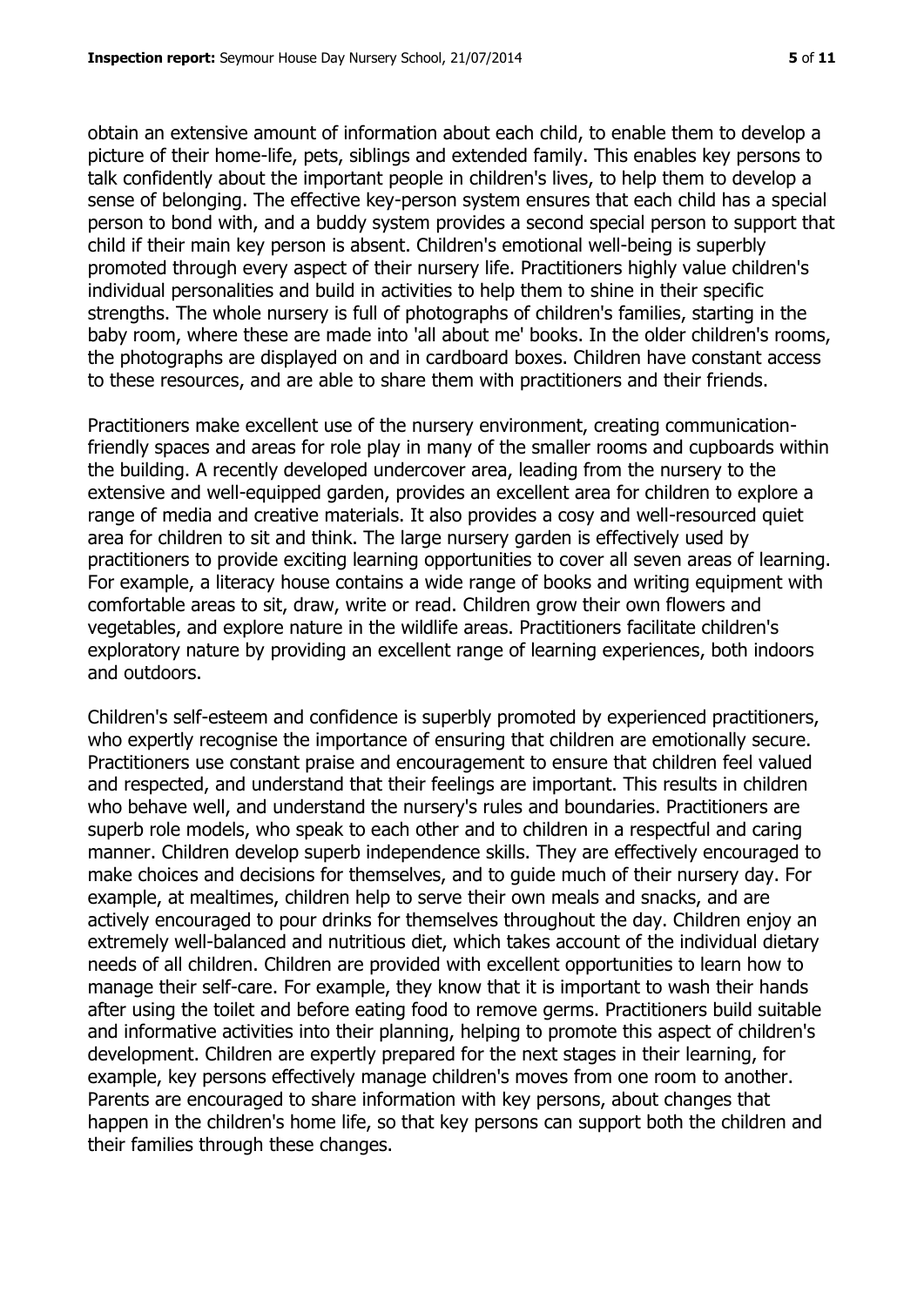obtain an extensive amount of information about each child, to enable them to develop a picture of their home-life, pets, siblings and extended family. This enables key persons to talk confidently about the important people in children's lives, to help them to develop a sense of belonging. The effective key-person system ensures that each child has a special person to bond with, and a buddy system provides a second special person to support that child if their main key person is absent. Children's emotional well-being is superbly promoted through every aspect of their nursery life. Practitioners highly value children's individual personalities and build in activities to help them to shine in their specific strengths. The whole nursery is full of photographs of children's families, starting in the baby room, where these are made into 'all about me' books. In the older children's rooms, the photographs are displayed on and in cardboard boxes. Children have constant access to these resources, and are able to share them with practitioners and their friends.

Practitioners make excellent use of the nursery environment, creating communication-friendly spaces and areas for role play in many of the smaller rooms and cupboards within the building. A recently developed undercover area, leading from the nursery to the extensive and well-equipped garden, provides an excellent area for children to explore a range of media and creative materials. It also provides a cosy and well-resourced quiet area for children to sit and think. The large nursery garden is effectively used by practitioners to provide exciting learning opportunities to cover all seven areas of learning. For example, a literacy house contains a wide range of books and writing equipment with comfortable areas to sit, draw, write or read. Children grow their own flowers and vegetables, and explore nature in the wildlife areas. Practitioners facilitate children's exploratory nature by providing an excellent range of learning experiences, both indoors and outdoors.

Children's self-esteem and confidence is superbly promoted by experienced practitioners, who expertly recognise the importance of ensuring that children are emotionally secure. Practitioners use constant praise and encouragement to ensure that children feel valued and respected, and understand that their feelings are important. This results in children who behave well, and understand the nursery's rules and boundaries. Practitioners are superb role models, who speak to each other and to children in a respectful and caring manner. Children develop superb independence skills. They are effectively encouraged to make choices and decisions for themselves, and to guide much of their nursery day. For example, at mealtimes, children help to serve their own meals and snacks, and are actively encouraged to pour drinks for themselves throughout the day. Children enjoy an extremely well-balanced and nutritious diet, which takes account of the individual dietary needs of all children. Children are provided with excellent opportunities to learn how to manage their self-care. For example, they know that it is important to wash their hands after using the toilet and before eating food to remove germs. Practitioners build suitable and informative activities into their planning, helping to promote this aspect of children's development. Children are expertly prepared for the next stages in their learning, for example, key persons effectively manage children's moves from one room to another. Parents are encouraged to share information with key persons, about changes that happen in the children's home life, so that key persons can support both the children and their families through these changes.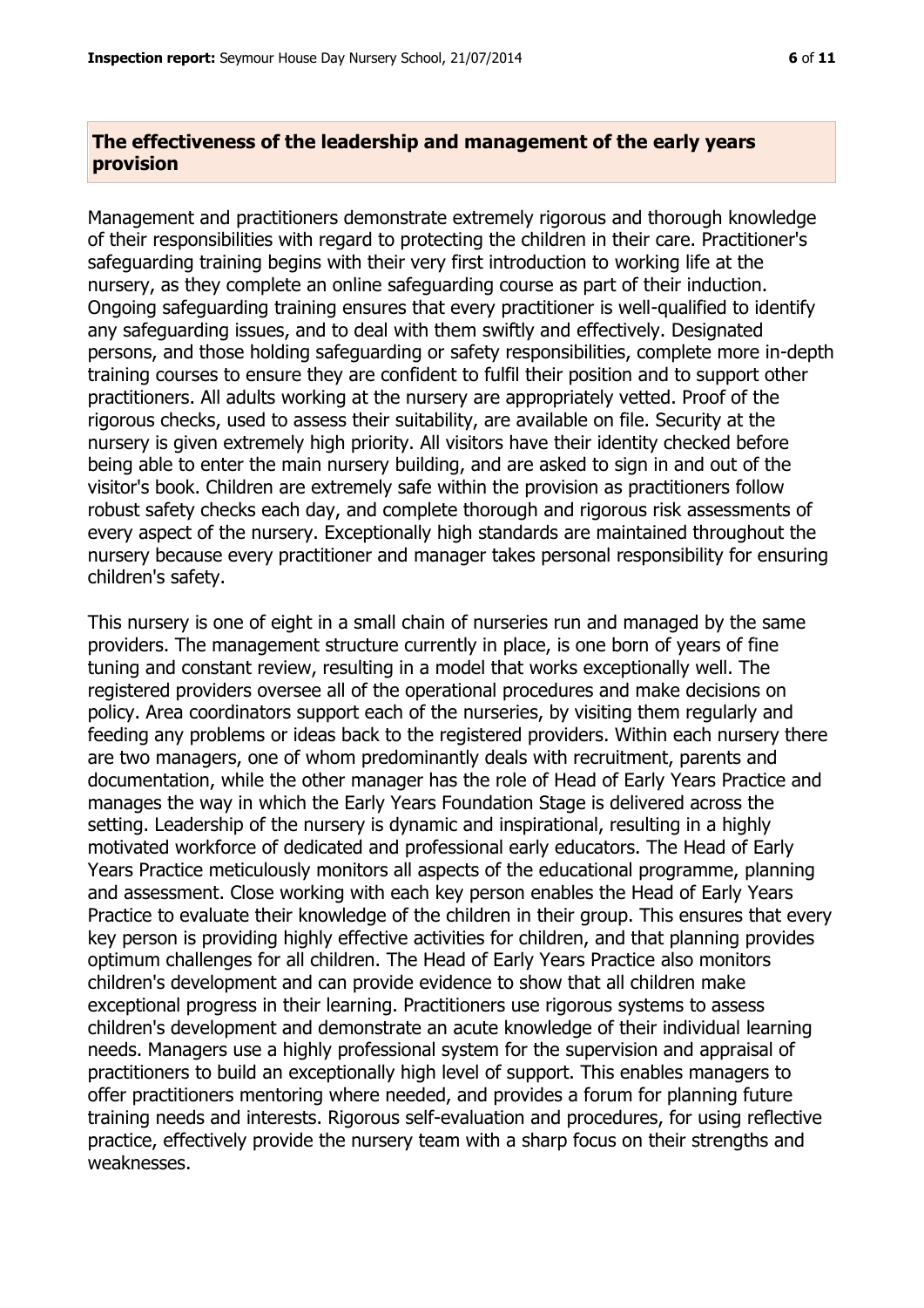## The effectiveness of the leadership and management of the early years provision

Management and practitioners demonstrate extremely rigorous and thorough knowledge of their responsibilities with regard to protecting the children in their care. Practitioner's safeguarding training begins with their very first introduction to working life at the nursery, as they complete an online safeguarding course as part of their induction. Ongoing safeguarding training ensures that every practitioner is well-qualified to identify any safeguarding issues, and to deal with them swiftly and effectively. Designated persons, and those holding safeguarding or safety responsibilities, complete more in-depth training courses to ensure they are confident to fulfil their position and to support other practitioners. All adults working at the nursery are appropriately vetted. Proof of the rigorous checks, used to assess their suitability, are available on file. Security at the nursery is given extremely high priority. All visitors have their identity checked before being able to enter the main nursery building, and are asked to sign in and out of the visitor's book. Children are extremely safe within the provision as practitioners follow robust safety checks each day, and complete thorough and rigorous risk assessments of every aspect of the nursery. Exceptionally high standards are maintained throughout the nursery because every practitioner and manager takes personal responsibility for ensuring children's safety.

This nursery is one of eight in a small chain of nurseries run and managed by the same providers. The management structure currently in place, is one born of years of fine tuning and constant review, resulting in a model that works exceptionally well. The registered providers oversee all of the operational procedures and make decisions on policy. Area coordinators support each of the nurseries, by visiting them regularly and feeding any problems or ideas back to the registered providers. Within each nursery there are two managers, one of whom predominantly deals with recruitment, parents and documentation, while the other manager has the role of Head of Early Years Practice and manages the way in which the Early Years Foundation Stage is delivered across the setting. Leadership of the nursery is dynamic and inspirational, resulting in a highly motivated workforce of dedicated and professional early educators. The Head of Early Years Practice meticulously monitors all aspects of the educational programme, planning and assessment. Close working with each key person enables the Head of Early Years Practice to evaluate their knowledge of the children in their group. This ensures that every key person is providing highly effective activities for children, and that planning provides optimum challenges for all children. The Head of Early Years Practice also monitors children's development and can provide evidence to show that all children make exceptional progress in their learning. Practitioners use rigorous systems to assess children's development and demonstrate an acute knowledge of their individual learning needs. Managers use a highly professional system for the supervision and appraisal of practitioners to build an exceptionally high level of support. This enables managers to offer practitioners mentoring where needed, and provides a forum for planning future training needs and interests. Rigorous self-evaluation and procedures, for using reflective practice, effectively provide the nursery team with a sharp focus on their strengths and weaknesses.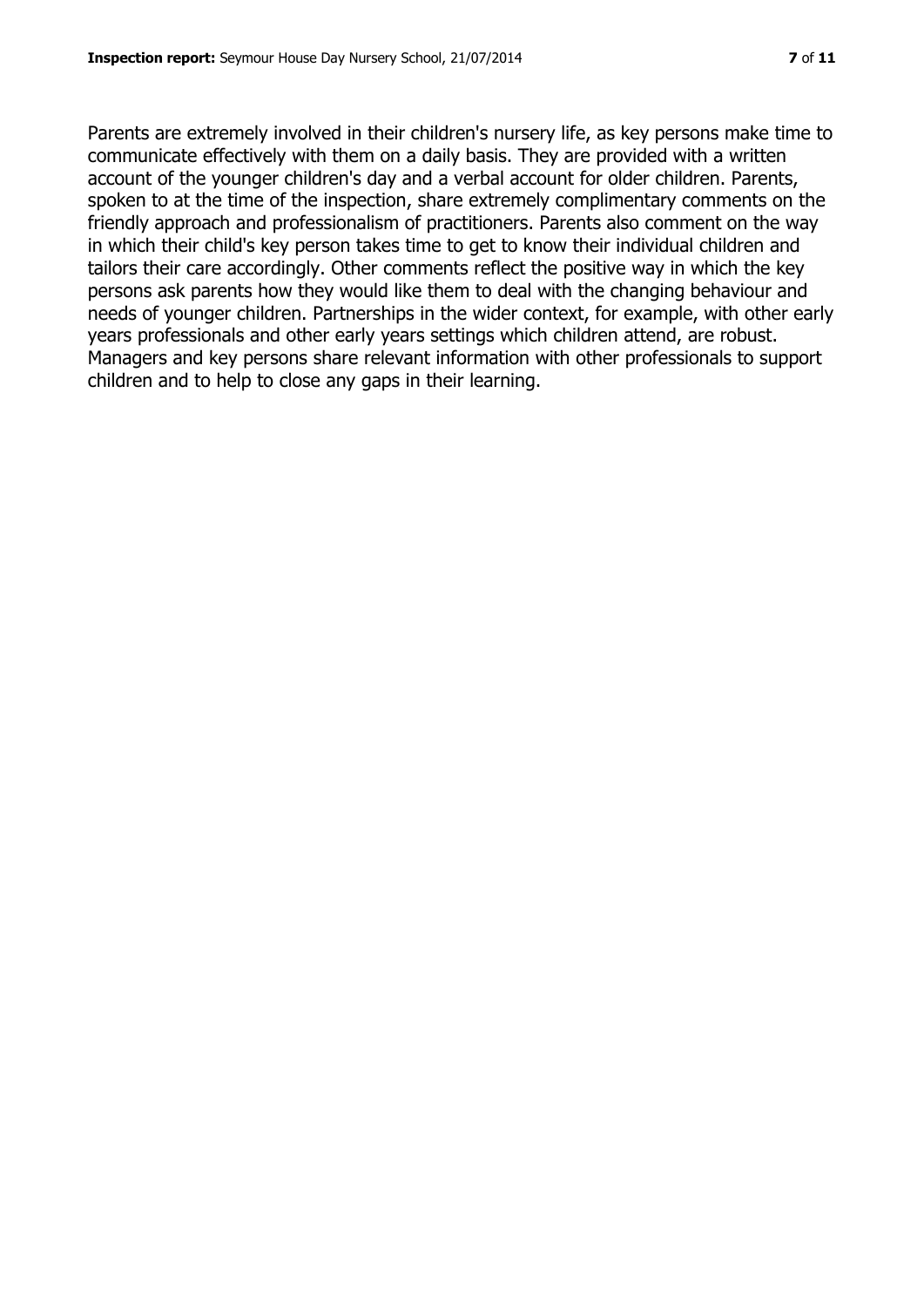Parents are extremely involved in their children's nursery life, as key persons make time to communicate effectively with them on a daily basis. They are provided with a written account of the younger children's day and a verbal account for older children. Parents, spoken to at the time of the inspection, share extremely complimentary comments on the friendly approach and professionalism of practitioners. Parents also comment on the way in which their child's key person takes time to get to know their individual children and tailors their care accordingly. Other comments reflect the positive way in which the key persons ask parents how they would like them to deal with the changing behaviour and needs of younger children. Partnerships in the wider context, for example, with other early years professionals and other early years settings which children attend, are robust. Managers and key persons share relevant information with other professionals to support children and to help to close any gaps in their learning.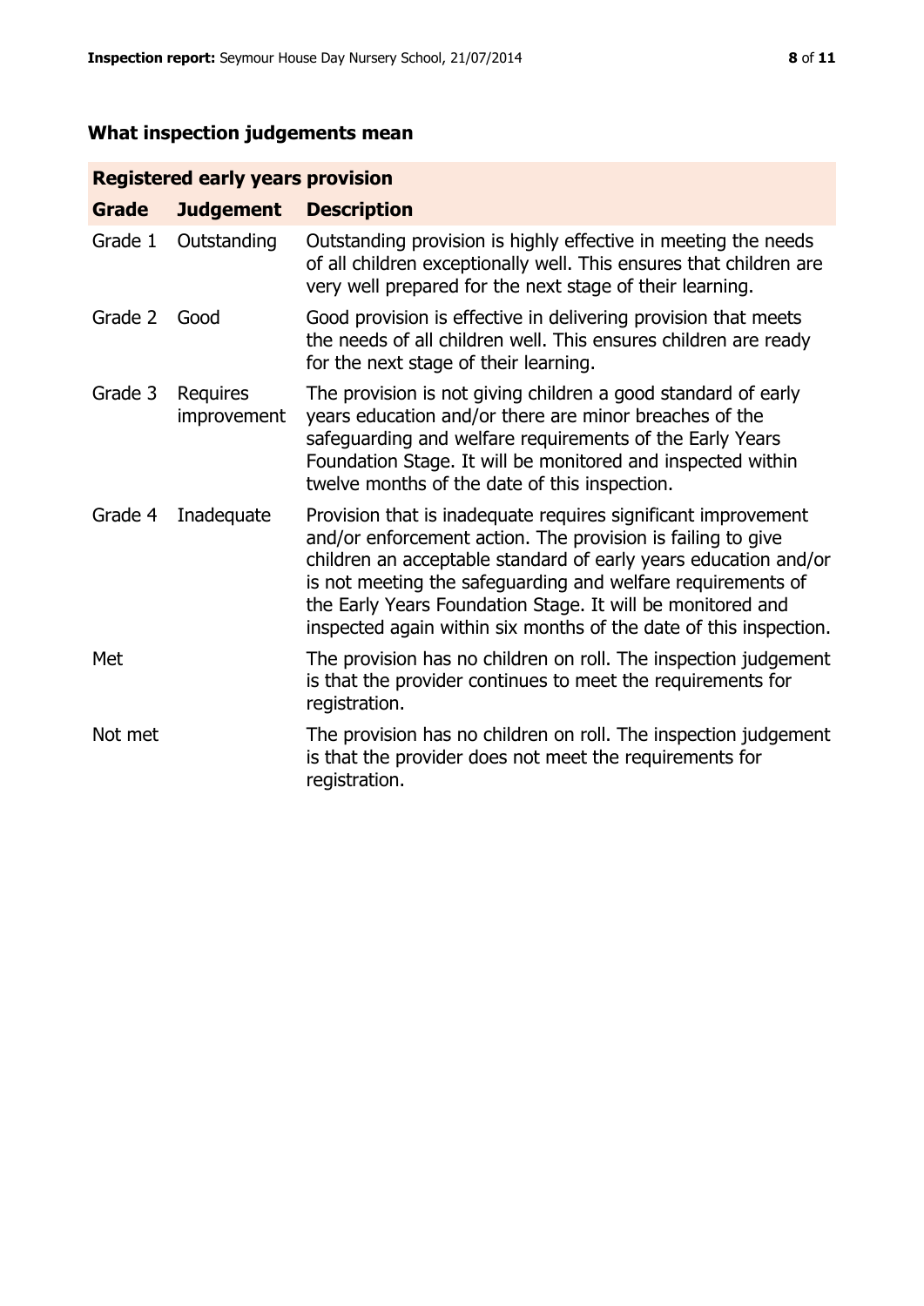## What inspection judgements mean

| Registered early years provision | | |
|---|---|---|
| **Grade** | **Judgement** | **Description** |
| Grade 1 | Outstanding | Outstanding provision is highly effective in meeting the needs of all children exceptionally well. This ensures that children are very well prepared for the next stage of their learning. |
| Grade 2 | Good | Good provision is effective in delivering provision that meets the needs of all children well. This ensures children are ready for the next stage of their learning. |
| Grade 3 | Requires improvement | The provision is not giving children a good standard of early years education and/or there are minor breaches of the safeguarding and welfare requirements of the Early Years Foundation Stage. It will be monitored and inspected within twelve months of the date of this inspection. |
| Grade 4 | Inadequate | Provision that is inadequate requires significant improvement and/or enforcement action. The provision is failing to give children an acceptable standard of early years education and/or is not meeting the safeguarding and welfare requirements of the Early Years Foundation Stage. It will be monitored and inspected again within six months of the date of this inspection. |
| Met | | The provision has no children on roll. The inspection judgement is that the provider continues to meet the requirements for registration. |
| Not met | | The provision has no children on roll. The inspection judgement is that the provider does not meet the requirements for registration. |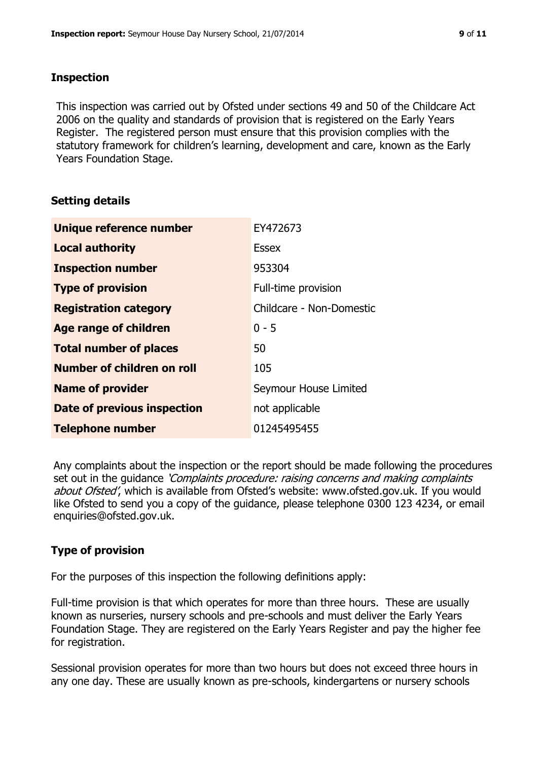## Inspection

This inspection was carried out by Ofsted under sections 49 and 50 of the Childcare Act 2006 on the quality and standards of provision that is registered on the Early Years Register. The registered person must ensure that this provision complies with the statutory framework for children's learning, development and care, known as the Early Years Foundation Stage.

## Setting details

| | |
|---|---|
| **Unique reference number** | EY472673 |
| **Local authority** | Essex |
| **Inspection number** | 953304 |
| **Type of provision** | Full-time provision |
| **Registration category** | Childcare - Non-Domestic |
| **Age range of children** | 0 - 5 |
| **Total number of places** | 50 |
| **Number of children on roll** | 105 |
| **Name of provider** | Seymour House Limited |
| **Date of previous inspection** | not applicable |
| **Telephone number** | 01245495455 |

Any complaints about the inspection or the report should be made following the procedures set out in the guidance *'Complaints procedure: raising concerns and making complaints about Ofsted'*, which is available from Ofsted's website: www.ofsted.gov.uk. If you would like Ofsted to send you a copy of the guidance, please telephone 0300 123 4234, or email enquiries@ofsted.gov.uk.

## Type of provision

For the purposes of this inspection the following definitions apply:

Full-time provision is that which operates for more than three hours. These are usually known as nurseries, nursery schools and pre-schools and must deliver the Early Years Foundation Stage. They are registered on the Early Years Register and pay the higher fee for registration.

Sessional provision operates for more than two hours but does not exceed three hours in any one day. These are usually known as pre-schools, kindergartens or nursery schools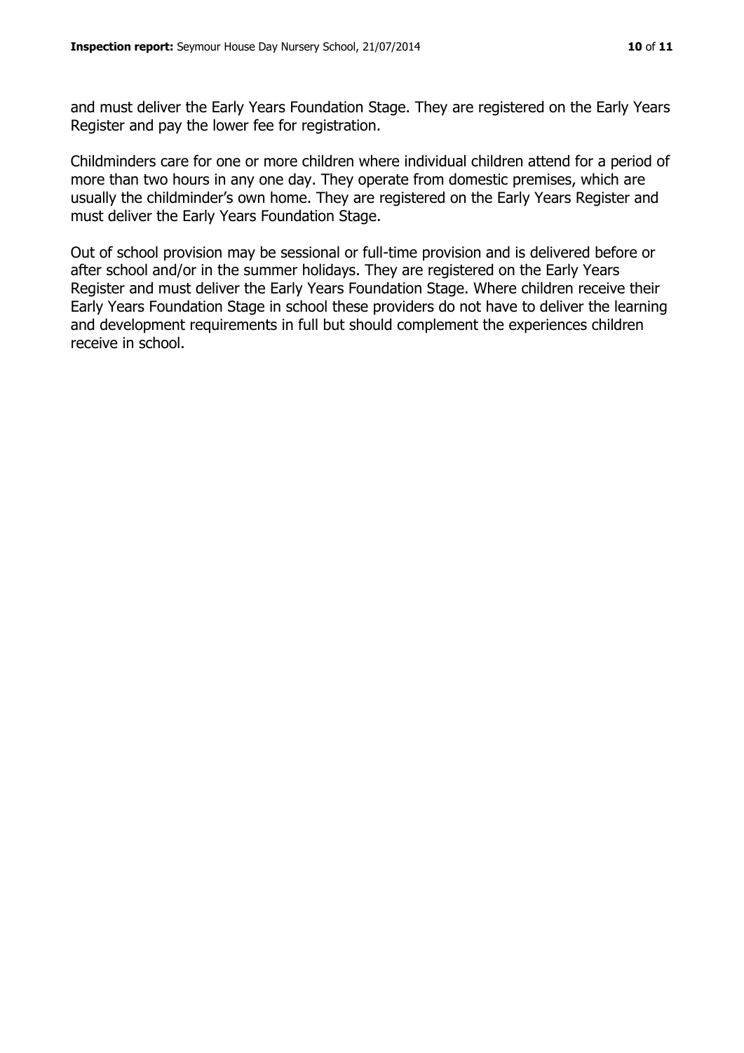and must deliver the Early Years Foundation Stage. They are registered on the Early Years Register and pay the lower fee for registration.

Childminders care for one or more children where individual children attend for a period of more than two hours in any one day. They operate from domestic premises, which are usually the childminder's own home. They are registered on the Early Years Register and must deliver the Early Years Foundation Stage.

Out of school provision may be sessional or full-time provision and is delivered before or after school and/or in the summer holidays. They are registered on the Early Years Register and must deliver the Early Years Foundation Stage. Where children receive their Early Years Foundation Stage in school these providers do not have to deliver the learning and development requirements in full but should complement the experiences children receive in school.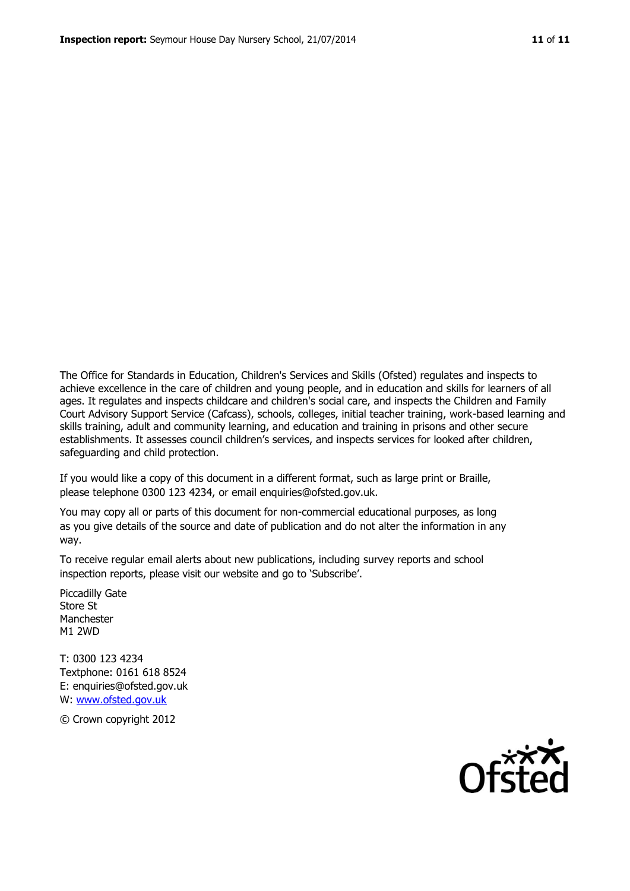The Office for Standards in Education, Children's Services and Skills (Ofsted) regulates and inspects to achieve excellence in the care of children and young people, and in education and skills for learners of all ages. It regulates and inspects childcare and children's social care, and inspects the Children and Family Court Advisory Support Service (Cafcass), schools, colleges, initial teacher training, work-based learning and skills training, adult and community learning, and education and training in prisons and other secure establishments. It assesses council children's services, and inspects services for looked after children, safeguarding and child protection.

If you would like a copy of this document in a different format, such as large print or Braille, please telephone 0300 123 4234, or email enquiries@ofsted.gov.uk.

You may copy all or parts of this document for non-commercial educational purposes, as long as you give details of the source and date of publication and do not alter the information in any way.

To receive regular email alerts about new publications, including survey reports and school inspection reports, please visit our website and go to 'Subscribe'.

Piccadilly Gate
Store St
Manchester
M1 2WD

T: 0300 123 4234
Textphone: 0161 618 8524
E: enquiries@ofsted.gov.uk
W: [www.ofsted.gov.uk](http://www.ofsted.gov.uk)

© Crown copyright 2012